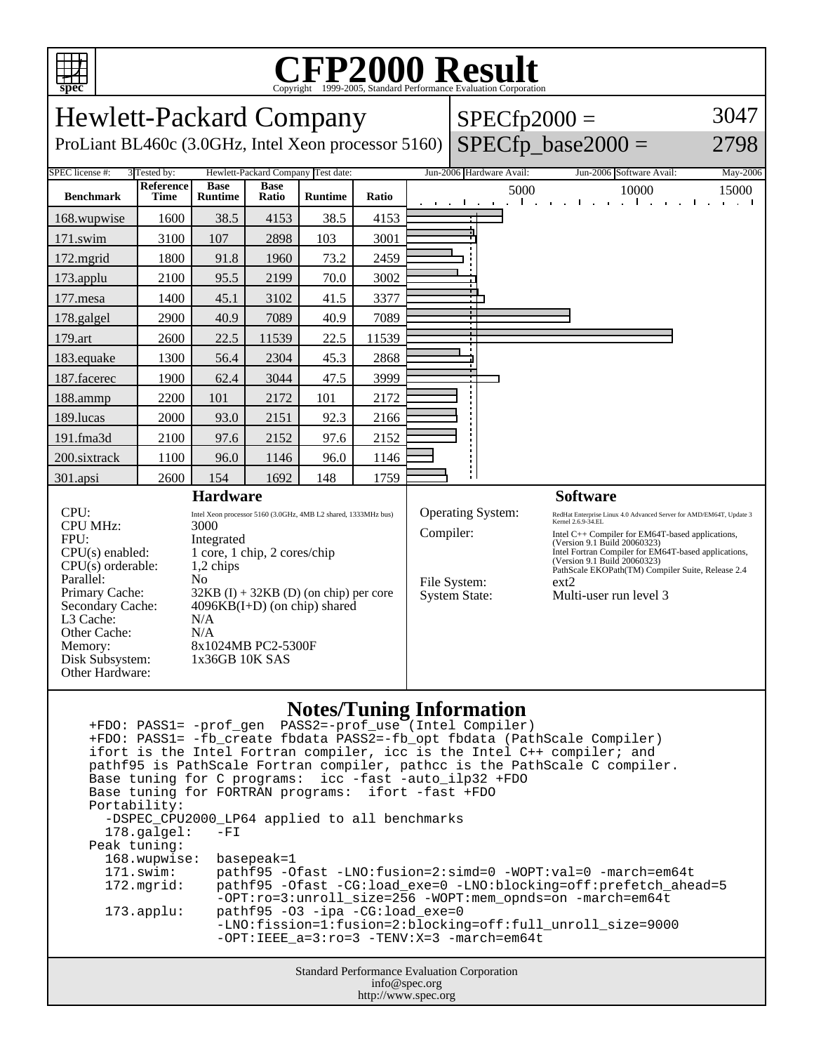# CFP2000 Result

Copyright 1999-2005, Standard Performance Evaluation Corporation

## Hewlett-Packard Company

ProLiant BL460c (3.0GHz, Intel Xeon processor 5160)

SPECfp2000 = 3047

SPECfp_base2000 = 2798

SPEC license #: 3 | Tested by: Hewlett-Packard Company | Test date: Jun-2006 | Hardware Avail: Jun-2006 | Software Avail: May-2006

| Benchmark | Reference Time | Base Runtime | Base Ratio | Runtime | Ratio |
|---|---|---|---|---|---|
| 168.wupwise | 1600 | 38.5 | 4153 | 38.5 | 4153 |
| 171.swim | 3100 | 107 | 2898 | 103 | 3001 |
| 172.mgrid | 1800 | 91.8 | 1960 | 73.2 | 2459 |
| 173.applu | 2100 | 95.5 | 2199 | 70.0 | 3002 |
| 177.mesa | 1400 | 45.1 | 3102 | 41.5 | 3377 |
| 178.galgel | 2900 | 40.9 | 7089 | 40.9 | 7089 |
| 179.art | 2600 | 22.5 | 11539 | 22.5 | 11539 |
| 183.equake | 1300 | 56.4 | 2304 | 45.3 | 2868 |
| 187.facerec | 1900 | 62.4 | 3044 | 47.5 | 3999 |
| 188.ammp | 2200 | 101 | 2172 | 101 | 2172 |
| 189.lucas | 2000 | 93.0 | 2151 | 92.3 | 2166 |
| 191.fma3d | 2100 | 97.6 | 2152 | 97.6 | 2152 |
| 200.sixtrack | 1100 | 96.0 | 1146 | 96.0 | 1146 |
| 301.apsi | 2600 | 154 | 1692 | 148 | 1759 |

### Hardware

| | |
|---|---|
| CPU: | Intel Xeon processor 5160 (3.0GHz, 4MB L2 shared, 1333MHz bus) |
| CPU MHz: | 3000 |
| FPU: | Integrated |
| CPU(s) enabled: | 1 core, 1 chip, 2 cores/chip |
| CPU(s) orderable: | 1,2 chips |
| Parallel: | No |
| Primary Cache: | 32KB (I) + 32KB (D) (on chip) per core |
| Secondary Cache: | 4096KB(I+D) (on chip) shared |
| L3 Cache: | N/A |
| Other Cache: | N/A |
| Memory: | 8x1024MB PC2-5300F |
| Disk Subsystem: | 1x36GB 10K SAS |
| Other Hardware: | |

### Software

| | |
|---|---|
| Operating System: | RedHat Enterprise Linux 4.0 Advanced Server for AMD/EM64T, Update 3 Kernel 2.6.9-34.EL |
| Compiler: | Intel C++ Compiler for EM64T-based applications, (Version 9.1 Build 20060323) Intel Fortran Compiler for EM64T-based applications, (Version 9.1 Build 20060323) PathScale EKOPath(TM) Compiler Suite, Release 2.4 |
| File System: | ext2 |
| System State: | Multi-user run level 3 |

### Notes/Tuning Information

```
+FDO: PASS1= -prof_gen  PASS2=-prof_use (Intel Compiler)
+FDO: PASS1= -fb_create fbdata PASS2=-fb_opt fbdata (PathScale Compiler)
ifort is the Intel Fortran compiler, icc is the Intel C++ compiler; and
pathf95 is PathScale Fortran compiler, pathcc is the PathScale C compiler.
Base tuning for C programs:  icc -fast -auto_ilp32 +FDO
Base tuning for FORTRAN programs:  ifort -fast +FDO
Portability:
  -DSPEC_CPU2000_LP64 applied to all benchmarks
  178.galgel:   -FI
Peak tuning:
  168.wupwise:  basepeak=1
  171.swim:     pathf95 -Ofast -LNO:fusion=2:simd=0 -WOPT:val=0 -march=em64t
  172.mgrid:    pathf95 -Ofast -CG:load_exe=0 -LNO:blocking=off:prefetch_ahead=5
                -OPT:ro=3:unroll_size=256 -WOPT:mem_opnds=on -march=em64t
  173.applu:    pathf95 -O3 -ipa -CG:load_exe=0
                -LNO:fission=1:fusion=2:blocking=off:full_unroll_size=9000
                -OPT:IEEE_a=3:ro=3 -TENV:X=3 -march=em64t
```

Standard Performance Evaluation Corporation
info@spec.org
http://www.spec.org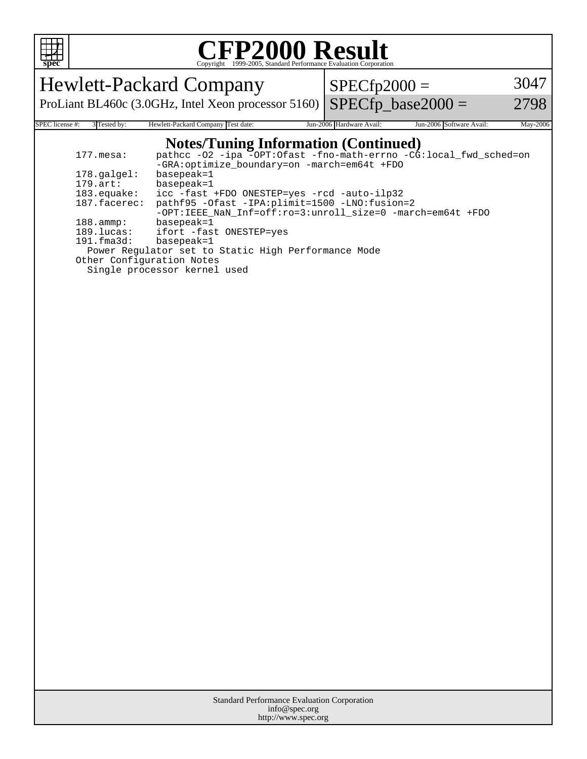# CFP2000 Result

Copyright 1999-2005, Standard Performance Evaluation Corporation

## Hewlett-Packard Company

ProLiant BL460c (3.0GHz, Intel Xeon processor 5160)

SPECfp2000 = 3047

SPECfp_base2000 = 2798

| SPEC license #: | 3 | Tested by: | Hewlett-Packard Company | Test date: | Jun-2006 | Hardware Avail: | Jun-2006 | Software Avail: | May-2006 |
|---|---|---|---|---|---|---|---|---|---|

### Notes/Tuning Information (Continued)

```
177.mesa:      pathcc -O2 -ipa -OPT:Ofast -fno-math-errno -CG:local_fwd_sched=on
               -GRA:optimize_boundary=on -march=em64t +FDO
178.galgel:    basepeak=1
179.art:       basepeak=1
183.equake:    icc -fast +FDO ONESTEP=yes -rcd -auto-ilp32
187.facerec:   pathf95 -Ofast -IPA:plimit=1500 -LNO:fusion=2
               -OPT:IEEE_NaN_Inf=off:ro=3:unroll_size=0 -march=em64t +FDO
188.ammp:      basepeak=1
189.lucas:     ifort -fast ONESTEP=yes
191.fma3d:     basepeak=1
  Power Regulator set to Static High Performance Mode
Other Configuration Notes
  Single processor kernel used
```

Standard Performance Evaluation Corporation
info@spec.org
http://www.spec.org